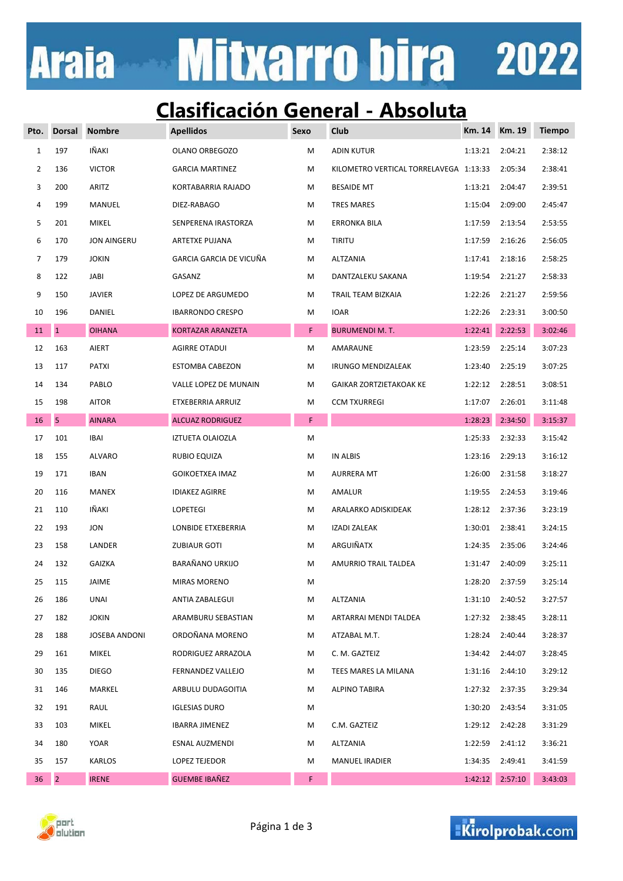# Araia Mitxarro bira 2022

## Clasificación General - Absoluta

| Pto. | Dorsal | Nombre | Apellidos | Sexo | Club | Km. 14 | Km. 19 | Tiempo |
|---|---|---|---|---|---|---|---|---|
| 1 | 197 | IÑAKI | OLANO ORBEGOZO | M | ADIN KUTUR | 1:13:21 | 2:04:21 | 2:38:12 |
| 2 | 136 | VICTOR | GARCIA MARTINEZ | M | KILOMETRO VERTICAL TORRELAVEGA | 1:13:33 | 2:05:34 | 2:38:41 |
| 3 | 200 | ARITZ | KORTABARRIA RAJADO | M | BESAIDE MT | 1:13:21 | 2:04:47 | 2:39:51 |
| 4 | 199 | MANUEL | DIEZ-RABAGO | M | TRES MARES | 1:15:04 | 2:09:00 | 2:45:47 |
| 5 | 201 | MIKEL | SENPERENA IRASTORZA | M | ERRONKA BILA | 1:17:59 | 2:13:54 | 2:53:55 |
| 6 | 170 | JON AINGERU | ARTETXE PUJANA | M | TIRITU | 1:17:59 | 2:16:26 | 2:56:05 |
| 7 | 179 | JOKIN | GARCIA GARCIA DE VICUÑA | M | ALTZANIA | 1:17:41 | 2:18:16 | 2:58:25 |
| 8 | 122 | JABI | GASANZ | M | DANTZALEKU SAKANA | 1:19:54 | 2:21:27 | 2:58:33 |
| 9 | 150 | JAVIER | LOPEZ DE ARGUMEDO | M | TRAIL TEAM BIZKAIA | 1:22:26 | 2:21:27 | 2:59:56 |
| 10 | 196 | DANIEL | IBARRONDO CRESPO | M | IOAR | 1:22:26 | 2:23:31 | 3:00:50 |
| 11 | 1 | OIHANA | KORTAZAR ARANZETA | F | BURUMENDI M. T. | 1:22:41 | 2:22:53 | 3:02:46 |
| 12 | 163 | AIERT | AGIRRE OTADUI | M | AMARAUNE | 1:23:59 | 2:25:14 | 3:07:23 |
| 13 | 117 | PATXI | ESTOMBA CABEZON | M | IRUNGO MENDIZALEAK | 1:23:40 | 2:25:19 | 3:07:25 |
| 14 | 134 | PABLO | VALLE LOPEZ DE MUNAIN | M | GAIKAR ZORTZIETAKOAK KE | 1:22:12 | 2:28:51 | 3:08:51 |
| 15 | 198 | AITOR | ETXEBERRIA ARRUIZ | M | CCM TXURREGI | 1:17:07 | 2:26:01 | 3:11:48 |
| 16 | 5 | AINARA | ALCUAZ RODRIGUEZ | F | | 1:28:23 | 2:34:50 | 3:15:37 |
| 17 | 101 | IBAI | IZTUETA OLAIOZLA | M | | 1:25:33 | 2:32:33 | 3:15:42 |
| 18 | 155 | ALVARO | RUBIO EQUIZA | M | IN ALBIS | 1:23:16 | 2:29:13 | 3:16:12 |
| 19 | 171 | IBAN | GOIKOETXEA IMAZ | M | AURRERA MT | 1:26:00 | 2:31:58 | 3:18:27 |
| 20 | 116 | MANEX | IDIAKEZ AGIRRE | M | AMALUR | 1:19:55 | 2:24:53 | 3:19:46 |
| 21 | 110 | IÑAKI | LOPETEGI | M | ARALARKO ADISKIDEAK | 1:28:12 | 2:37:36 | 3:23:19 |
| 22 | 193 | JON | LONBIDE ETXEBERRIA | M | IZADI ZALEAK | 1:30:01 | 2:38:41 | 3:24:15 |
| 23 | 158 | LANDER | ZUBIAUR GOTI | M | ARGUIÑATX | 1:24:35 | 2:35:06 | 3:24:46 |
| 24 | 132 | GAIZKA | BARAÑANO URKIJO | M | AMURRIO TRAIL TALDEA | 1:31:47 | 2:40:09 | 3:25:11 |
| 25 | 115 | JAIME | MIRAS MORENO | M | | 1:28:20 | 2:37:59 | 3:25:14 |
| 26 | 186 | UNAI | ANTIA ZABALEGUI | M | ALTZANIA | 1:31:10 | 2:40:52 | 3:27:57 |
| 27 | 182 | JOKIN | ARAMBURU SEBASTIAN | M | ARTARRAI MENDI TALDEA | 1:27:32 | 2:38:45 | 3:28:11 |
| 28 | 188 | JOSEBA ANDONI | ORDOÑANA MORENO | M | ATZABAL M.T. | 1:28:24 | 2:40:44 | 3:28:37 |
| 29 | 161 | MIKEL | RODRIGUEZ ARRAZOLA | M | C. M. GAZTEIZ | 1:34:42 | 2:44:07 | 3:28:45 |
| 30 | 135 | DIEGO | FERNANDEZ VALLEJO | M | TEES MARES LA MILANA | 1:31:16 | 2:44:10 | 3:29:12 |
| 31 | 146 | MARKEL | ARBULU DUDAGOITIA | M | ALPINO TABIRA | 1:27:32 | 2:37:35 | 3:29:34 |
| 32 | 191 | RAUL | IGLESIAS DURO | M | | 1:30:20 | 2:43:54 | 3:31:05 |
| 33 | 103 | MIKEL | IBARRA JIMENEZ | M | C.M. GAZTEIZ | 1:29:12 | 2:42:28 | 3:31:29 |
| 34 | 180 | YOAR | ESNAL AUZMENDI | M | ALTZANIA | 1:22:59 | 2:41:12 | 3:36:21 |
| 35 | 157 | KARLOS | LOPEZ TEJEDOR | M | MANUEL IRADIER | 1:34:35 | 2:49:41 | 3:41:59 |
| 36 | 2 | IRENE | GUEMBE IBAÑEZ | F | | 1:42:12 | 2:57:10 | 3:43:03 |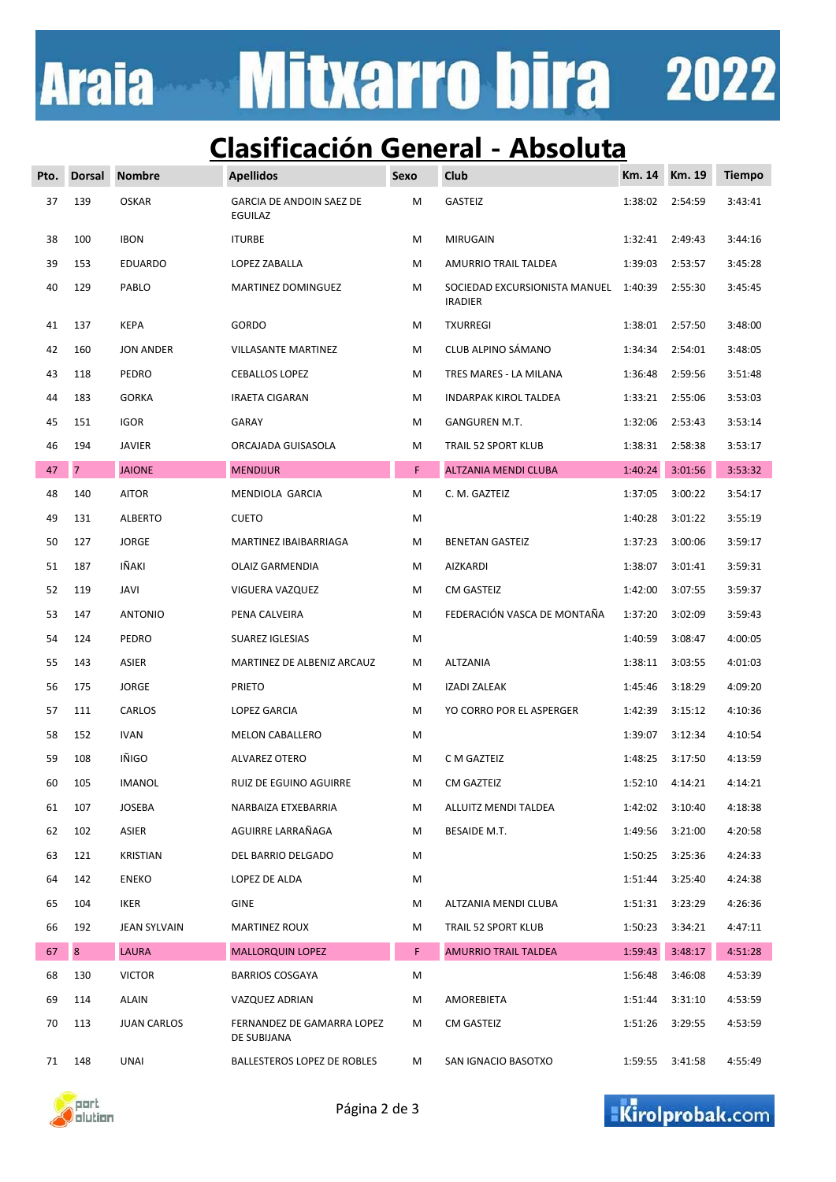# Araia Mitxarro bira 2022

## Clasificación General - Absoluta

| Pto. | Dorsal | Nombre | Apellidos | Sexo | Club | Km. 14 | Km. 19 | Tiempo |
|---|---|---|---|---|---|---|---|---|
| 37 | 139 | OSKAR | GARCIA DE ANDOIN SAEZ DE EGUILAZ | M | GASTEIZ | 1:38:02 | 2:54:59 | 3:43:41 |
| 38 | 100 | IBON | ITURBE | M | MIRUGAIN | 1:32:41 | 2:49:43 | 3:44:16 |
| 39 | 153 | EDUARDO | LOPEZ ZABALLA | M | AMURRIO TRAIL TALDEA | 1:39:03 | 2:53:57 | 3:45:28 |
| 40 | 129 | PABLO | MARTINEZ DOMINGUEZ | M | SOCIEDAD EXCURSIONISTA MANUEL IRADIER | 1:40:39 | 2:55:30 | 3:45:45 |
| 41 | 137 | KEPA | GORDO | M | TXURREGI | 1:38:01 | 2:57:50 | 3:48:00 |
| 42 | 160 | JON ANDER | VILLASANTE MARTINEZ | M | CLUB ALPINO SÁMANO | 1:34:34 | 2:54:01 | 3:48:05 |
| 43 | 118 | PEDRO | CEBALLOS LOPEZ | M | TRES MARES - LA MILANA | 1:36:48 | 2:59:56 | 3:51:48 |
| 44 | 183 | GORKA | IRAETA CIGARAN | M | INDARPAK KIROL TALDEA | 1:33:21 | 2:55:06 | 3:53:03 |
| 45 | 151 | IGOR | GARAY | M | GANGUREN M.T. | 1:32:06 | 2:53:43 | 3:53:14 |
| 46 | 194 | JAVIER | ORCAJADA GUISASOLA | M | TRAIL 52 SPORT KLUB | 1:38:31 | 2:58:38 | 3:53:17 |
| 47 | 7 | JAIONE | MENDIJUR | F | ALTZANIA MENDI CLUBA | 1:40:24 | 3:01:56 | 3:53:32 |
| 48 | 140 | AITOR | MENDIOLA GARCIA | M | C. M. GAZTEIZ | 1:37:05 | 3:00:22 | 3:54:17 |
| 49 | 131 | ALBERTO | CUETO | M | | 1:40:28 | 3:01:22 | 3:55:19 |
| 50 | 127 | JORGE | MARTINEZ IBAIBARRIAGA | M | BENETAN GASTEIZ | 1:37:23 | 3:00:06 | 3:59:17 |
| 51 | 187 | IÑAKI | OLAIZ GARMENDIA | M | AIZKARDI | 1:38:07 | 3:01:41 | 3:59:31 |
| 52 | 119 | JAVI | VIGUERA VAZQUEZ | M | CM GASTEIZ | 1:42:00 | 3:07:55 | 3:59:37 |
| 53 | 147 | ANTONIO | PENA CALVEIRA | M | FEDERACIÓN VASCA DE MONTAÑA | 1:37:20 | 3:02:09 | 3:59:43 |
| 54 | 124 | PEDRO | SUAREZ IGLESIAS | M | | 1:40:59 | 3:08:47 | 4:00:05 |
| 55 | 143 | ASIER | MARTINEZ DE ALBENIZ ARCAUZ | M | ALTZANIA | 1:38:11 | 3:03:55 | 4:01:03 |
| 56 | 175 | JORGE | PRIETO | M | IZADI ZALEAK | 1:45:46 | 3:18:29 | 4:09:20 |
| 57 | 111 | CARLOS | LOPEZ GARCIA | M | YO CORRO POR EL ASPERGER | 1:42:39 | 3:15:12 | 4:10:36 |
| 58 | 152 | IVAN | MELON CABALLERO | M | | 1:39:07 | 3:12:34 | 4:10:54 |
| 59 | 108 | IÑIGO | ALVAREZ OTERO | M | C M GAZTEIZ | 1:48:25 | 3:17:50 | 4:13:59 |
| 60 | 105 | IMANOL | RUIZ DE EGUINO AGUIRRE | M | CM GAZTEIZ | 1:52:10 | 4:14:21 | 4:14:21 |
| 61 | 107 | JOSEBA | NARBAIZA ETXEBARRIA | M | ALLUITZ MENDI TALDEA | 1:42:02 | 3:10:40 | 4:18:38 |
| 62 | 102 | ASIER | AGUIRRE LARRAÑAGA | M | BESAIDE M.T. | 1:49:56 | 3:21:00 | 4:20:58 |
| 63 | 121 | KRISTIAN | DEL BARRIO DELGADO | M | | 1:50:25 | 3:25:36 | 4:24:33 |
| 64 | 142 | ENEKO | LOPEZ DE ALDA | M | | 1:51:44 | 3:25:40 | 4:24:38 |
| 65 | 104 | IKER | GINE | M | ALTZANIA MENDI CLUBA | 1:51:31 | 3:23:29 | 4:26:36 |
| 66 | 192 | JEAN SYLVAIN | MARTINEZ ROUX | M | TRAIL 52 SPORT KLUB | 1:50:23 | 3:34:21 | 4:47:11 |
| 67 | 8 | LAURA | MALLORQUIN LOPEZ | F | AMURRIO TRAIL TALDEA | 1:59:43 | 3:48:17 | 4:51:28 |
| 68 | 130 | VICTOR | BARRIOS COSGAYA | M | | 1:56:48 | 3:46:08 | 4:53:39 |
| 69 | 114 | ALAIN | VAZQUEZ ADRIAN | M | AMOREBIETA | 1:51:44 | 3:31:10 | 4:53:59 |
| 70 | 113 | JUAN CARLOS | FERNANDEZ DE GAMARRA LOPEZ DE SUBIJANA | M | CM GASTEIZ | 1:51:26 | 3:29:55 | 4:53:59 |
| 71 | 148 | UNAI | BALLESTEROS LOPEZ DE ROBLES | M | SAN IGNACIO BASOTXO | 1:59:55 | 3:41:58 | 4:55:49 |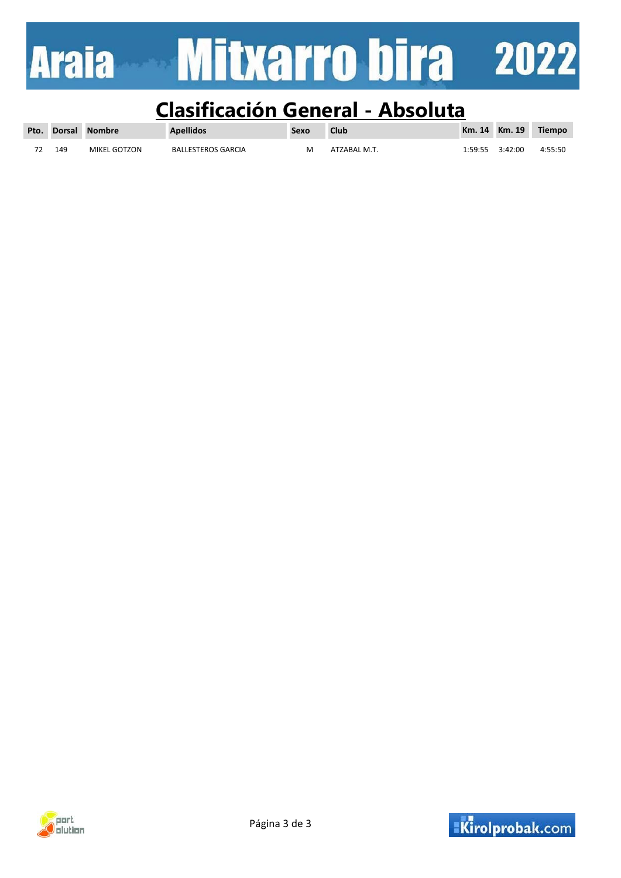# Araia Mitxarro bira 2022

## Clasificación General - Absoluta

| Pto. | Dorsal | Nombre | Apellidos | Sexo | Club | Km. 14 | Km. 19 | Tiempo |
|---|---|---|---|---|---|---|---|---|
| 72 | 149 | MIKEL GOTZON | BALLESTEROS GARCIA | M | ATZABAL M.T. | 1:59:55 | 3:42:00 | 4:55:50 |